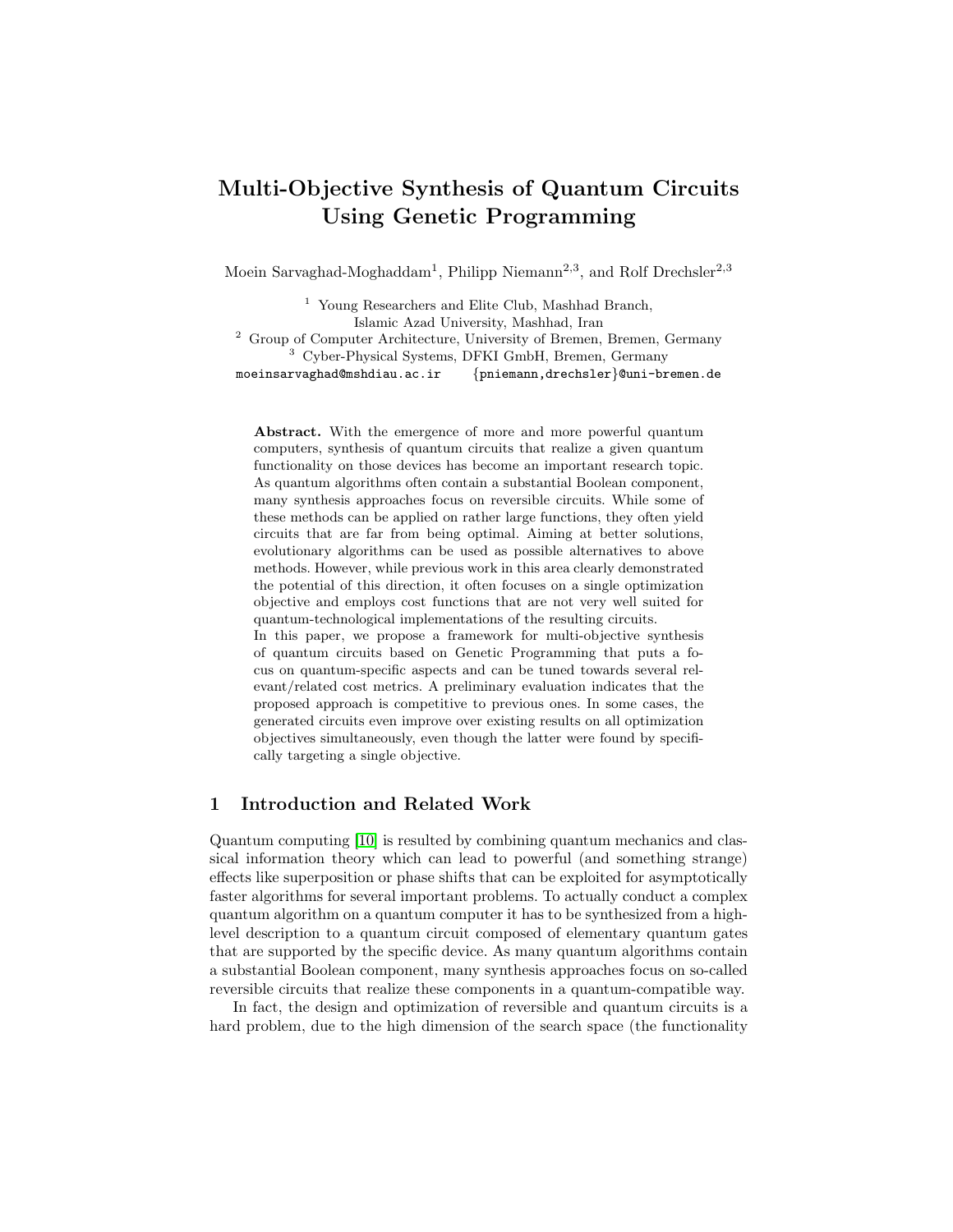# Multi-Objective Synthesis of Quantum Circuits Using Genetic Programming

Moein Sarvaghad-Moghaddam[1], Philipp Niemann[2,3], and Rolf Drechsler[2,3]

[1] Young Researchers and Elite Club, Mashhad Branch, Islamic Azad University, Mashhad, Iran
[2] Group of Computer Architecture, University of Bremen, Bremen, Germany
[3] Cyber-Physical Systems, DFKI GmbH, Bremen, Germany

moeinsarvaghad@mshdiau.ac.ir {pniemann,drechsler}@uni-bremen.de

**Abstract.** With the emergence of more and more powerful quantum computers, synthesis of quantum circuits that realize a given quantum functionality on those devices has become an important research topic. As quantum algorithms often contain a substantial Boolean component, many synthesis approaches focus on reversible circuits. While some of these methods can be applied on rather large functions, they often yield circuits that are far from being optimal. Aiming at better solutions, evolutionary algorithms can be used as possible alternatives to above methods. However, while previous work in this area clearly demonstrated the potential of this direction, it often focuses on a single optimization objective and employs cost functions that are not very well suited for quantum-technological implementations of the resulting circuits.

In this paper, we propose a framework for multi-objective synthesis of quantum circuits based on Genetic Programming that puts a focus on quantum-specific aspects and can be tuned towards several relevant/related cost metrics. A preliminary evaluation indicates that the proposed approach is competitive to previous ones. In some cases, the generated circuits even improve over existing results on all optimization objectives simultaneously, even though the latter were found by specifically targeting a single objective.

## 1 Introduction and Related Work

Quantum computing [10] is resulted by combining quantum mechanics and classical information theory which can lead to powerful (and something strange) effects like superposition or phase shifts that can be exploited for asymptotically faster algorithms for several important problems. To actually conduct a complex quantum algorithm on a quantum computer it has to be synthesized from a high-level description to a quantum circuit composed of elementary quantum gates that are supported by the specific device. As many quantum algorithms contain a substantial Boolean component, many synthesis approaches focus on so-called reversible circuits that realize these components in a quantum-compatible way.

In fact, the design and optimization of reversible and quantum circuits is a hard problem, due to the high dimension of the search space (the functionality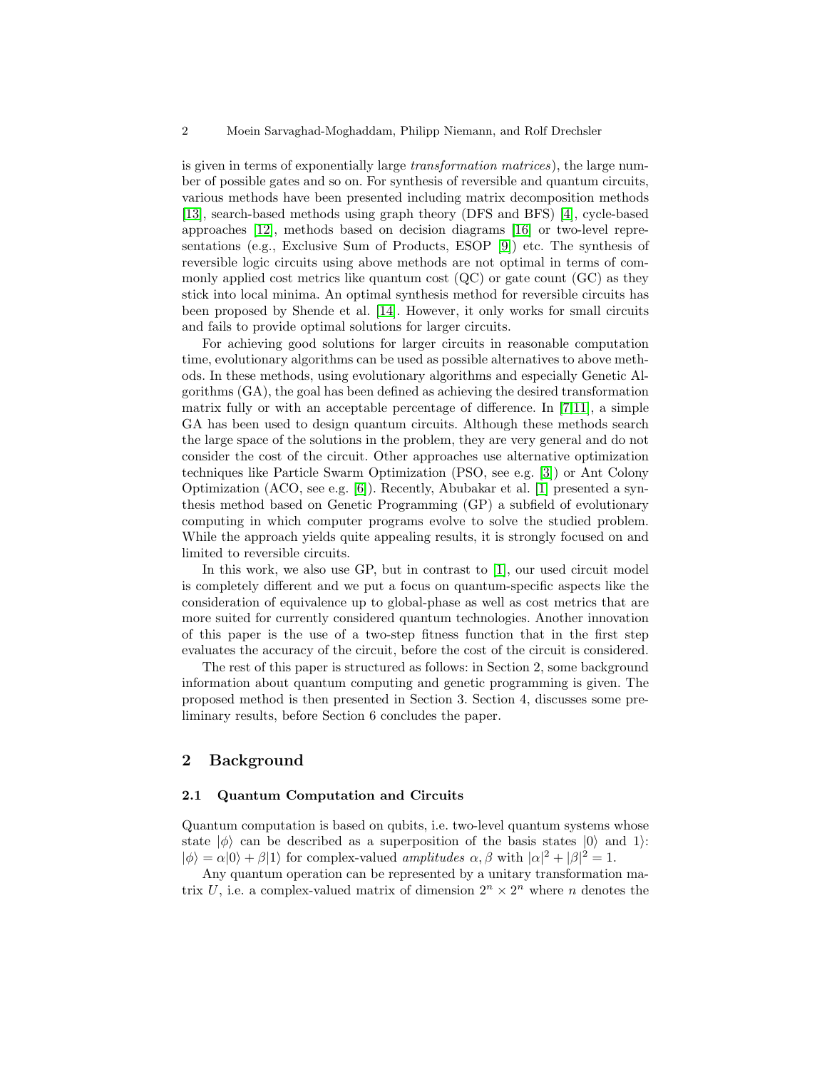is given in terms of exponentially large *transformation matrices*), the large number of possible gates and so on. For synthesis of reversible and quantum circuits, various methods have been presented including matrix decomposition methods [13], search-based methods using graph theory (DFS and BFS) [4], cycle-based approaches [12], methods based on decision diagrams [16] or two-level representations (e.g., Exclusive Sum of Products, ESOP [9]) etc. The synthesis of reversible logic circuits using above methods are not optimal in terms of commonly applied cost metrics like quantum cost (QC) or gate count (GC) as they stick into local minima. An optimal synthesis method for reversible circuits has been proposed by Shende et al. [14]. However, it only works for small circuits and fails to provide optimal solutions for larger circuits.

For achieving good solutions for larger circuits in reasonable computation time, evolutionary algorithms can be used as possible alternatives to above methods. In these methods, using evolutionary algorithms and especially Genetic Algorithms (GA), the goal has been defined as achieving the desired transformation matrix fully or with an acceptable percentage of difference. In [7,11], a simple GA has been used to design quantum circuits. Although these methods search the large space of the solutions in the problem, they are very general and do not consider the cost of the circuit. Other approaches use alternative optimization techniques like Particle Swarm Optimization (PSO, see e.g. [3]) or Ant Colony Optimization (ACO, see e.g. [6]). Recently, Abubakar et al. [1] presented a synthesis method based on Genetic Programming (GP) a subfield of evolutionary computing in which computer programs evolve to solve the studied problem. While the approach yields quite appealing results, it is strongly focused on and limited to reversible circuits.

In this work, we also use GP, but in contrast to [1], our used circuit model is completely different and we put a focus on quantum-specific aspects like the consideration of equivalence up to global-phase as well as cost metrics that are more suited for currently considered quantum technologies. Another innovation of this paper is the use of a two-step fitness function that in the first step evaluates the accuracy of the circuit, before the cost of the circuit is considered.

The rest of this paper is structured as follows: in Section 2, some background information about quantum computing and genetic programming is given. The proposed method is then presented in Section 3. Section 4, discusses some preliminary results, before Section 6 concludes the paper.

## 2 Background

### 2.1 Quantum Computation and Circuits

Quantum computation is based on qubits, i.e. two-level quantum systems whose state $|\phi\rangle$ can be described as a superposition of the basis states $|0\rangle$ and $1\rangle$: $|\phi\rangle = \alpha|0\rangle + \beta|1\rangle$ for complex-valued *amplitudes* $\alpha, \beta$ with $|\alpha|^2 + |\beta|^2 = 1$.

Any quantum operation can be represented by a unitary transformation matrix $U$, i.e. a complex-valued matrix of dimension $2^n \times 2^n$ where $n$ denotes the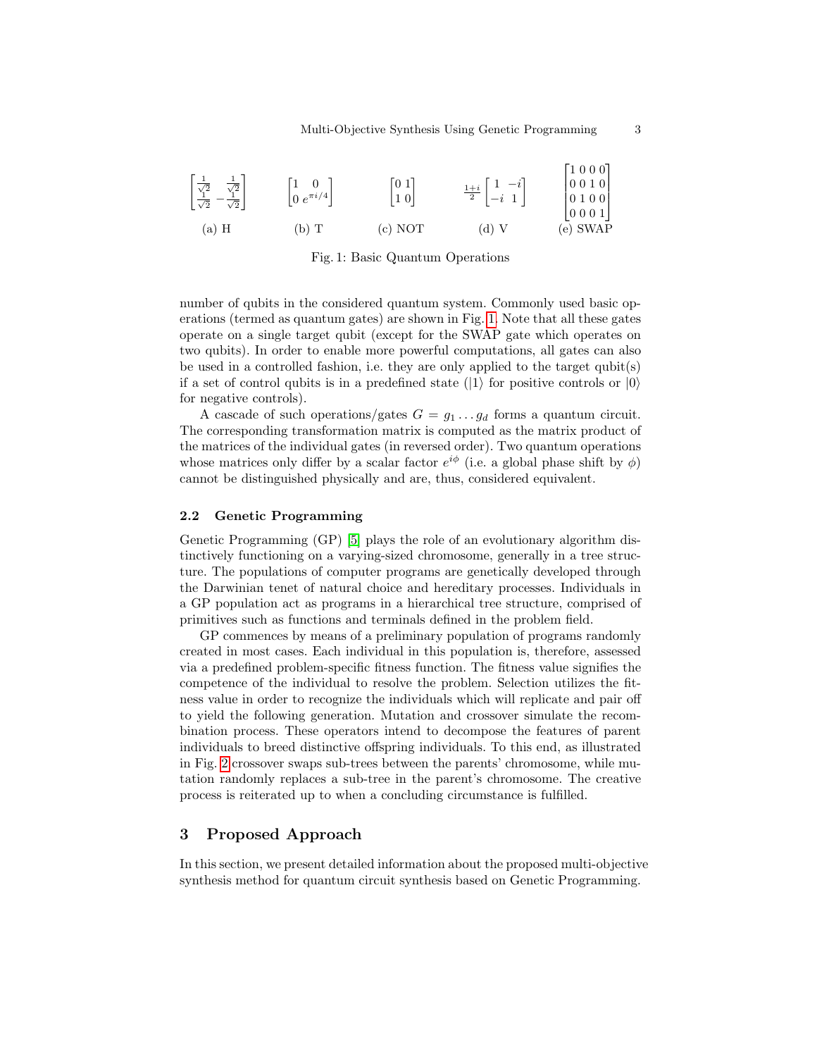$$\begin{bmatrix} \frac{1}{\sqrt{2}} & \frac{1}{\sqrt{2}} \\ \frac{1}{\sqrt{2}} & -\frac{1}{\sqrt{2}} \end{bmatrix} \qquad \begin{bmatrix} 1 & 0 \\ 0 & e^{\pi i/4} \end{bmatrix} \qquad \begin{bmatrix} 0 & 1 \\ 1 & 0 \end{bmatrix} \qquad \frac{1+i}{2}\begin{bmatrix} 1 & -i \\ -i & 1 \end{bmatrix} \qquad \begin{bmatrix} 1 & 0 & 0 & 0 \\ 0 & 0 & 1 & 0 \\ 0 & 1 & 0 & 0 \\ 0 & 0 & 0 & 1 \end{bmatrix}$$

(a) H (b) T (c) NOT (d) V (e) SWAP

Fig. 1: Basic Quantum Operations

number of qubits in the considered quantum system. Commonly used basic operations (termed as quantum gates) are shown in Fig. 1. Note that all these gates operate on a single target qubit (except for the SWAP gate which operates on two qubits). In order to enable more powerful computations, all gates can also be used in a controlled fashion, i.e. they are only applied to the target qubit(s) if a set of control qubits is in a predefined state ($|1\rangle$ for positive controls or $|0\rangle$ for negative controls).

A cascade of such operations/gates $G = g_1 \dots g_d$ forms a quantum circuit. The corresponding transformation matrix is computed as the matrix product of the matrices of the individual gates (in reversed order). Two quantum operations whose matrices only differ by a scalar factor $e^{i\phi}$ (i.e. a global phase shift by $\phi$) cannot be distinguished physically and are, thus, considered equivalent.

### 2.2 Genetic Programming

Genetic Programming (GP) [5] plays the role of an evolutionary algorithm distinctively functioning on a varying-sized chromosome, generally in a tree structure. The populations of computer programs are genetically developed through the Darwinian tenet of natural choice and hereditary processes. Individuals in a GP population act as programs in a hierarchical tree structure, comprised of primitives such as functions and terminals defined in the problem field.

GP commences by means of a preliminary population of programs randomly created in most cases. Each individual in this population is, therefore, assessed via a predefined problem-specific fitness function. The fitness value signifies the competence of the individual to resolve the problem. Selection utilizes the fitness value in order to recognize the individuals which will replicate and pair off to yield the following generation. Mutation and crossover simulate the recombination process. These operators intend to decompose the features of parent individuals to breed distinctive offspring individuals. To this end, as illustrated in Fig. 2 crossover swaps sub-trees between the parents' chromosome, while mutation randomly replaces a sub-tree in the parent's chromosome. The creative process is reiterated up to when a concluding circumstance is fulfilled.

## 3 Proposed Approach

In this section, we present detailed information about the proposed multi-objective synthesis method for quantum circuit synthesis based on Genetic Programming.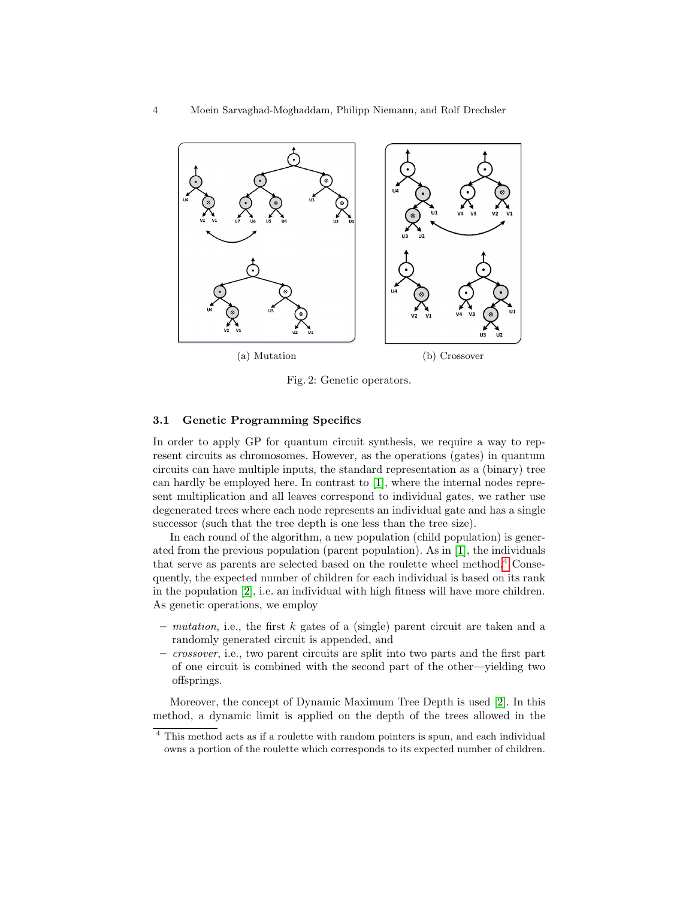(a) Mutation

(b) Crossover

Fig. 2: Genetic operators.

### 3.1 Genetic Programming Specifics

In order to apply GP for quantum circuit synthesis, we require a way to represent circuits as chromosomes. However, as the operations (gates) in quantum circuits can have multiple inputs, the standard representation as a (binary) tree can hardly be employed here. In contrast to [1], where the internal nodes represent multiplication and all leaves correspond to individual gates, we rather use degenerated trees where each node represents an individual gate and has a single successor (such that the tree depth is one less than the tree size).

In each round of the algorithm, a new population (child population) is generated from the previous population (parent population). As in [1], the individuals that serve as parents are selected based on the roulette wheel method.[4] Consequently, the expected number of children for each individual is based on its rank in the population [2], i.e. an individual with high fitness will have more children. As genetic operations, we employ

- *mutation*, i.e., the first $k$ gates of a (single) parent circuit are taken and a randomly generated circuit is appended, and
- *crossover*, i.e., two parent circuits are split into two parts and the first part of one circuit is combined with the second part of the other—yielding two offsprings.

Moreover, the concept of Dynamic Maximum Tree Depth is used [2]. In this method, a dynamic limit is applied on the depth of the trees allowed in the

[4] This method acts as if a roulette with random pointers is spun, and each individual owns a portion of the roulette which corresponds to its expected number of children.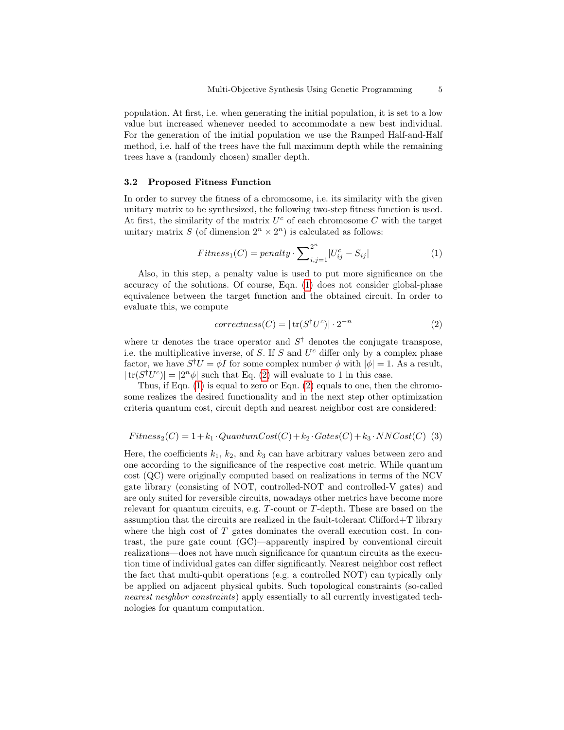population. At first, i.e. when generating the initial population, it is set to a low value but increased whenever needed to accommodate a new best individual. For the generation of the initial population we use the Ramped Half-and-Half method, i.e. half of the trees have the full maximum depth while the remaining trees have a (randomly chosen) smaller depth.

### 3.2 Proposed Fitness Function

In order to survey the fitness of a chromosome, i.e. its similarity with the given unitary matrix to be synthesized, the following two-step fitness function is used. At first, the similarity of the matrix $U^c$ of each chromosome $C$ with the target unitary matrix $S$ (of dimension $2^n \times 2^n$) is calculated as follows:

$$Fitness_1(C) = penalty \cdot \sum_{i,j=1}^{2^n} |U^c_{ij} - S_{ij}| \tag{1}$$

Also, in this step, a penalty value is used to put more significance on the accuracy of the solutions. Of course, Eqn. (1) does not consider global-phase equivalence between the target function and the obtained circuit. In order to evaluate this, we compute

$$correctness(C) = |\operatorname{tr}(S^\dagger U^c)| \cdot 2^{-n} \tag{2}$$

where tr denotes the trace operator and $S^\dagger$ denotes the conjugate transpose, i.e. the multiplicative inverse, of $S$. If $S$ and $U^c$ differ only by a complex phase factor, we have $S^\dagger U = \phi I$ for some complex number $\phi$ with $|\phi| = 1$. As a result, $|\operatorname{tr}(S^\dagger U^c)| = |2^n \phi|$ such that Eq. (2) will evaluate to 1 in this case.

Thus, if Eqn. (1) is equal to zero or Eqn. (2) equals to one, then the chromosome realizes the desired functionality and in the next step other optimization criteria quantum cost, circuit depth and nearest neighbor cost are considered:

$$Fitness_2(C) = 1 + k_1 \cdot QuantumCost(C) + k_2 \cdot Gates(C) + k_3 \cdot NNCost(C) \tag{3}$$

Here, the coefficients $k_1$, $k_2$, and $k_3$ can have arbitrary values between zero and one according to the significance of the respective cost metric. While quantum cost (QC) were originally computed based on realizations in terms of the NCV gate library (consisting of NOT, controlled-NOT and controlled-V gates) and are only suited for reversible circuits, nowadays other metrics have become more relevant for quantum circuits, e.g. $T$-count or $T$-depth. These are based on the assumption that the circuits are realized in the fault-tolerant Clifford+T library where the high cost of $T$ gates dominates the overall execution cost. In contrast, the pure gate count (GC)—apparently inspired by conventional circuit realizations—does not have much significance for quantum circuits as the execution time of individual gates can differ significantly. Nearest neighbor cost reflect the fact that multi-qubit operations (e.g. a controlled NOT) can typically only be applied on adjacent physical qubits. Such topological constraints (so-called *nearest neighbor constraints*) apply essentially to all currently investigated technologies for quantum computation.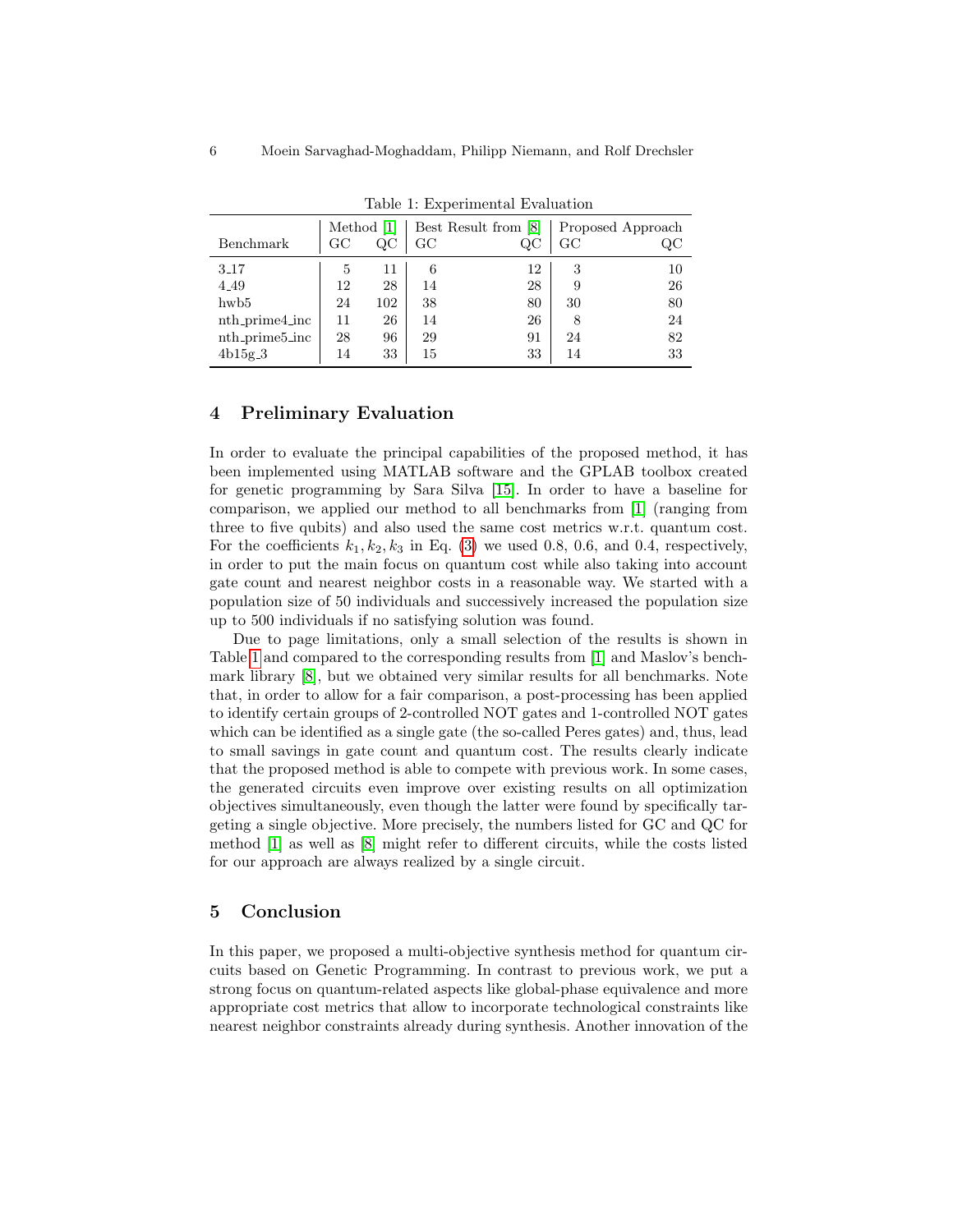Table 1: Experimental Evaluation

| Benchmark | Method [1] GC | Method [1] QC | Best Result from [8] GC | Best Result from [8] QC | Proposed Approach GC | Proposed Approach QC |
|---|---|---|---|---|---|---|
| 3_17 | 5 | 11 | 6 | 12 | 3 | 10 |
| 4_49 | 12 | 28 | 14 | 28 | 9 | 26 |
| hwb5 | 24 | 102 | 38 | 80 | 30 | 80 |
| nth_prime4_inc | 11 | 26 | 14 | 26 | 8 | 24 |
| nth_prime5_inc | 28 | 96 | 29 | 91 | 24 | 82 |
| 4b15g_3 | 14 | 33 | 15 | 33 | 14 | 33 |

## 4 Preliminary Evaluation

In order to evaluate the principal capabilities of the proposed method, it has been implemented using MATLAB software and the GPLAB toolbox created for genetic programming by Sara Silva [15]. In order to have a baseline for comparison, we applied our method to all benchmarks from [1] (ranging from three to five qubits) and also used the same cost metrics w.r.t. quantum cost. For the coefficients $k_1, k_2, k_3$ in Eq. (3) we used 0.8, 0.6, and 0.4, respectively, in order to put the main focus on quantum cost while also taking into account gate count and nearest neighbor costs in a reasonable way. We started with a population size of 50 individuals and successively increased the population size up to 500 individuals if no satisfying solution was found.

Due to page limitations, only a small selection of the results is shown in Table 1 and compared to the corresponding results from [1] and Maslov's benchmark library [8], but we obtained very similar results for all benchmarks. Note that, in order to allow for a fair comparison, a post-processing has been applied to identify certain groups of 2-controlled NOT gates and 1-controlled NOT gates which can be identified as a single gate (the so-called Peres gates) and, thus, lead to small savings in gate count and quantum cost. The results clearly indicate that the proposed method is able to compete with previous work. In some cases, the generated circuits even improve over existing results on all optimization objectives simultaneously, even though the latter were found by specifically targeting a single objective. More precisely, the numbers listed for GC and QC for method [1] as well as [8] might refer to different circuits, while the costs listed for our approach are always realized by a single circuit.

## 5 Conclusion

In this paper, we proposed a multi-objective synthesis method for quantum circuits based on Genetic Programming. In contrast to previous work, we put a strong focus on quantum-related aspects like global-phase equivalence and more appropriate cost metrics that allow to incorporate technological constraints like nearest neighbor constraints already during synthesis. Another innovation of the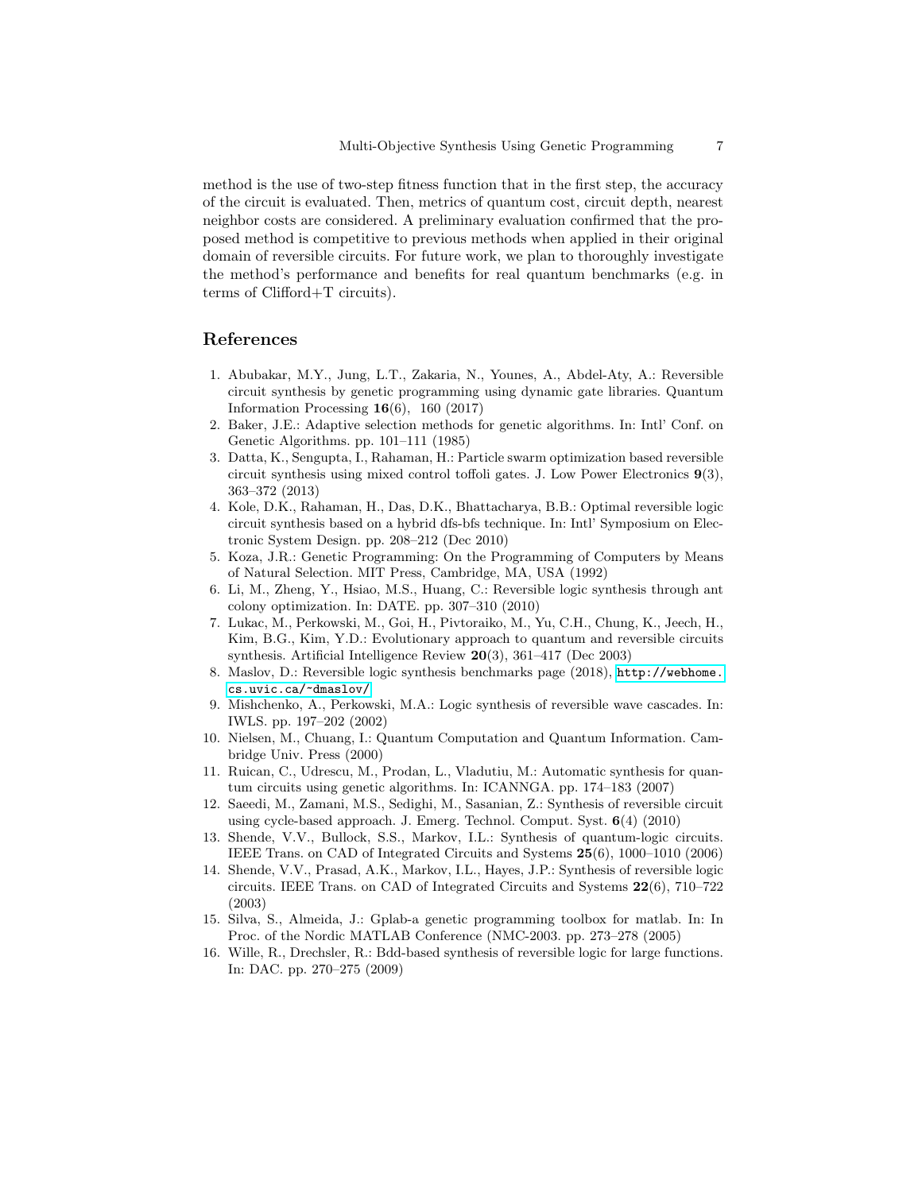method is the use of two-step fitness function that in the first step, the accuracy of the circuit is evaluated. Then, metrics of quantum cost, circuit depth, nearest neighbor costs are considered. A preliminary evaluation confirmed that the proposed method is competitive to previous methods when applied in their original domain of reversible circuits. For future work, we plan to thoroughly investigate the method's performance and benefits for real quantum benchmarks (e.g. in terms of Clifford+T circuits).

## References

1. Abubakar, M.Y., Jung, L.T., Zakaria, N., Younes, A., Abdel-Aty, A.: Reversible circuit synthesis by genetic programming using dynamic gate libraries. Quantum Information Processing **16**(6), 160 (2017)
2. Baker, J.E.: Adaptive selection methods for genetic algorithms. In: Intl' Conf. on Genetic Algorithms. pp. 101–111 (1985)
3. Datta, K., Sengupta, I., Rahaman, H.: Particle swarm optimization based reversible circuit synthesis using mixed control toffoli gates. J. Low Power Electronics **9**(3), 363–372 (2013)
4. Kole, D.K., Rahaman, H., Das, D.K., Bhattacharya, B.B.: Optimal reversible logic circuit synthesis based on a hybrid dfs-bfs technique. In: Intl' Symposium on Electronic System Design. pp. 208–212 (Dec 2010)
5. Koza, J.R.: Genetic Programming: On the Programming of Computers by Means of Natural Selection. MIT Press, Cambridge, MA, USA (1992)
6. Li, M., Zheng, Y., Hsiao, M.S., Huang, C.: Reversible logic synthesis through ant colony optimization. In: DATE. pp. 307–310 (2010)
7. Lukac, M., Perkowski, M., Goi, H., Pivtoraiko, M., Yu, C.H., Chung, K., Jeech, H., Kim, B.G., Kim, Y.D.: Evolutionary approach to quantum and reversible circuits synthesis. Artificial Intelligence Review **20**(3), 361–417 (Dec 2003)
8. Maslov, D.: Reversible logic synthesis benchmarks page (2018), http://webhome.cs.uvic.ca/~dmaslov/
9. Mishchenko, A., Perkowski, M.A.: Logic synthesis of reversible wave cascades. In: IWLS. pp. 197–202 (2002)
10. Nielsen, M., Chuang, I.: Quantum Computation and Quantum Information. Cambridge Univ. Press (2000)
11. Ruican, C., Udrescu, M., Prodan, L., Vladutiu, M.: Automatic synthesis for quantum circuits using genetic algorithms. In: ICANNGA. pp. 174–183 (2007)
12. Saeedi, M., Zamani, M.S., Sedighi, M., Sasanian, Z.: Synthesis of reversible circuit using cycle-based approach. J. Emerg. Technol. Comput. Syst. **6**(4) (2010)
13. Shende, V.V., Bullock, S.S., Markov, I.L.: Synthesis of quantum-logic circuits. IEEE Trans. on CAD of Integrated Circuits and Systems **25**(6), 1000–1010 (2006)
14. Shende, V.V., Prasad, A.K., Markov, I.L., Hayes, J.P.: Synthesis of reversible logic circuits. IEEE Trans. on CAD of Integrated Circuits and Systems **22**(6), 710–722 (2003)
15. Silva, S., Almeida, J.: Gplab-a genetic programming toolbox for matlab. In: In Proc. of the Nordic MATLAB Conference (NMC-2003. pp. 273–278 (2005)
16. Wille, R., Drechsler, R.: Bdd-based synthesis of reversible logic for large functions. In: DAC. pp. 270–275 (2009)